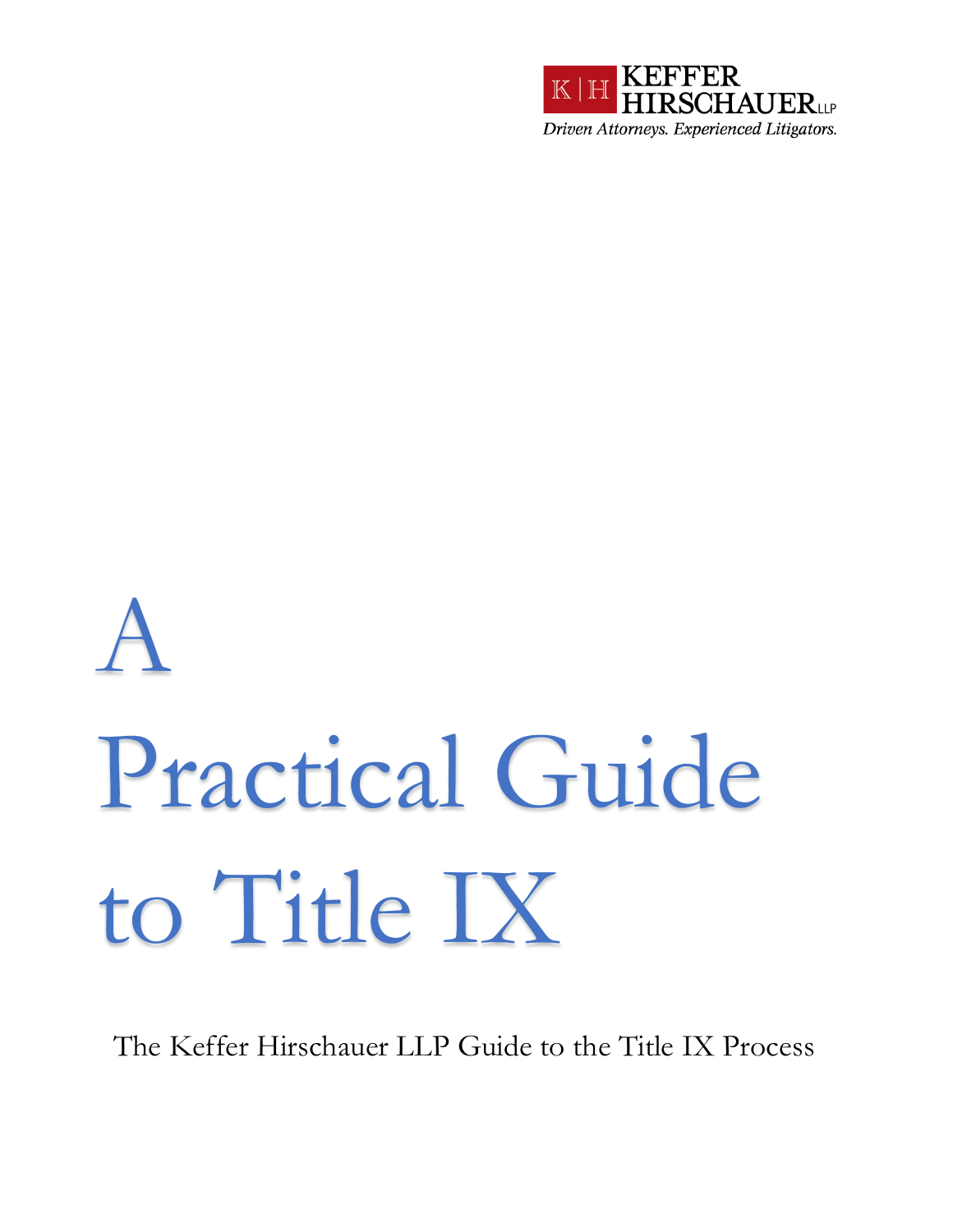K|H KEFFER HIRSCHAUER LLP

*Driven Attorneys. Experienced Litigators.*

# A Practical Guide to Title IX

The Keffer Hirschauer LLP Guide to the Title IX Process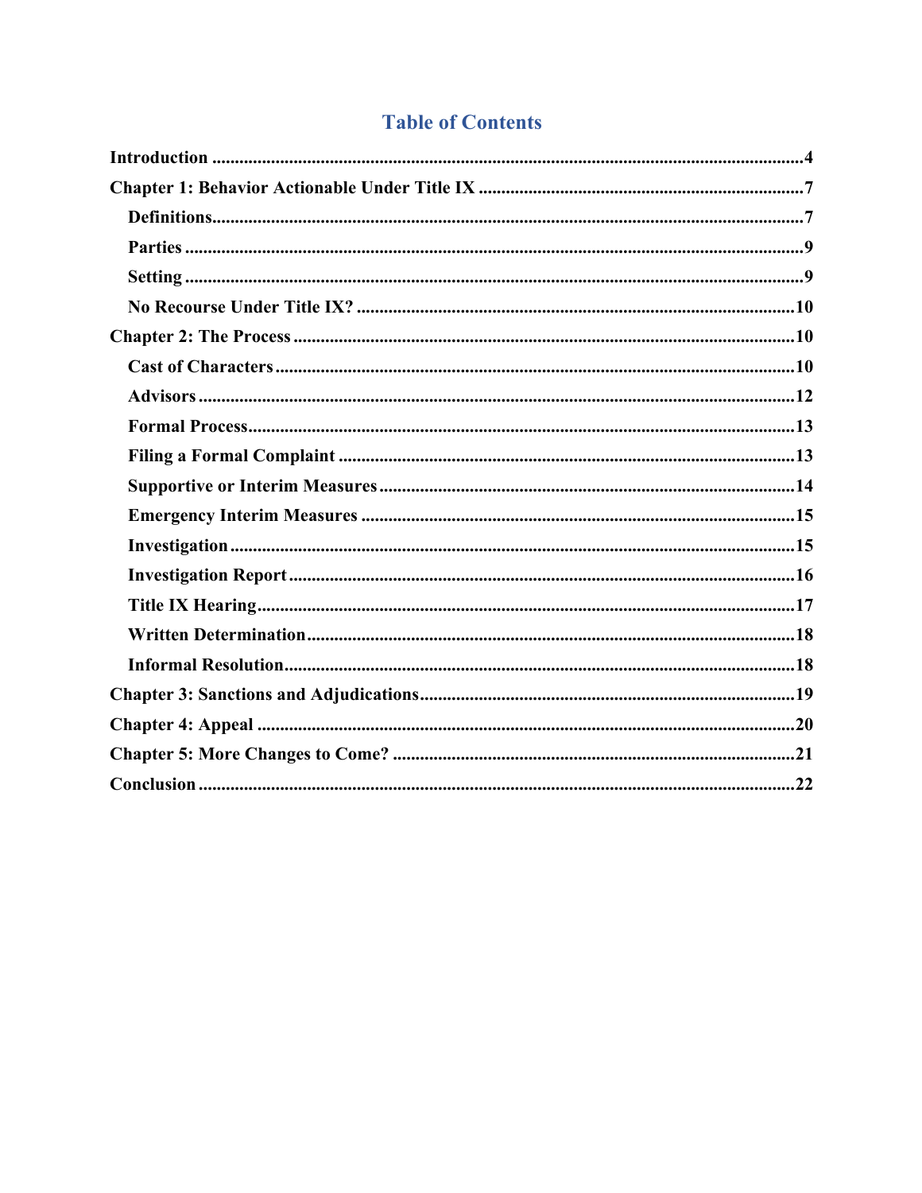# Table of Contents

- **Introduction** ..... 4
- **Chapter 1: Behavior Actionable Under Title IX** ..... 7
  - **Definitions** ..... 7
  - **Parties** ..... 9
  - **Setting** ..... 9
  - **No Recourse Under Title IX?** ..... 10
- **Chapter 2: The Process** ..... 10
  - **Cast of Characters** ..... 10
  - **Advisors** ..... 12
  - **Formal Process** ..... 13
  - **Filing a Formal Complaint** ..... 13
  - **Supportive or Interim Measures** ..... 14
  - **Emergency Interim Measures** ..... 15
  - **Investigation** ..... 15
  - **Investigation Report** ..... 16
  - **Title IX Hearing** ..... 17
  - **Written Determination** ..... 18
  - **Informal Resolution** ..... 18
- **Chapter 3: Sanctions and Adjudications** ..... 19
- **Chapter 4: Appeal** ..... 20
- **Chapter 5: More Changes to Come?** ..... 21
- **Conclusion** ..... 22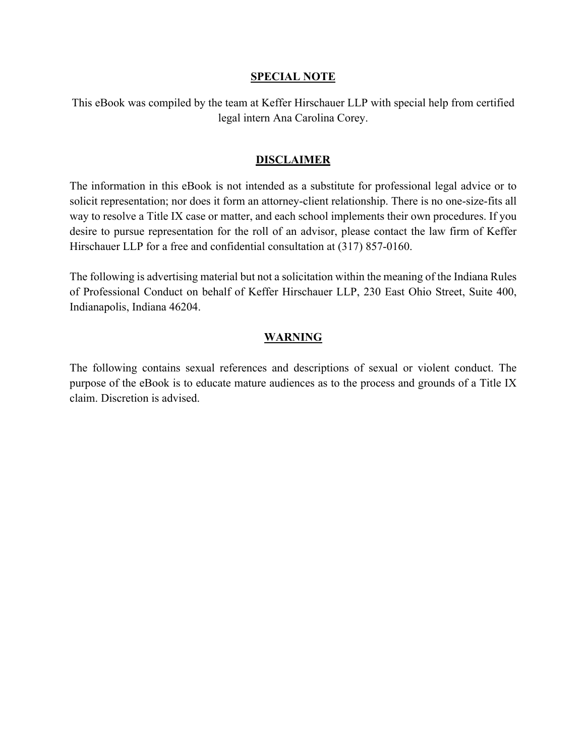## SPECIAL NOTE

This eBook was compiled by the team at Keffer Hirschauer LLP with special help from certified legal intern Ana Carolina Corey.

## DISCLAIMER

The information in this eBook is not intended as a substitute for professional legal advice or to solicit representation; nor does it form an attorney-client relationship. There is no one-size-fits all way to resolve a Title IX case or matter, and each school implements their own procedures. If you desire to pursue representation for the roll of an advisor, please contact the law firm of Keffer Hirschauer LLP for a free and confidential consultation at (317) 857-0160.

The following is advertising material but not a solicitation within the meaning of the Indiana Rules of Professional Conduct on behalf of Keffer Hirschauer LLP, 230 East Ohio Street, Suite 400, Indianapolis, Indiana 46204.

## WARNING

The following contains sexual references and descriptions of sexual or violent conduct. The purpose of the eBook is to educate mature audiences as to the process and grounds of a Title IX claim. Discretion is advised.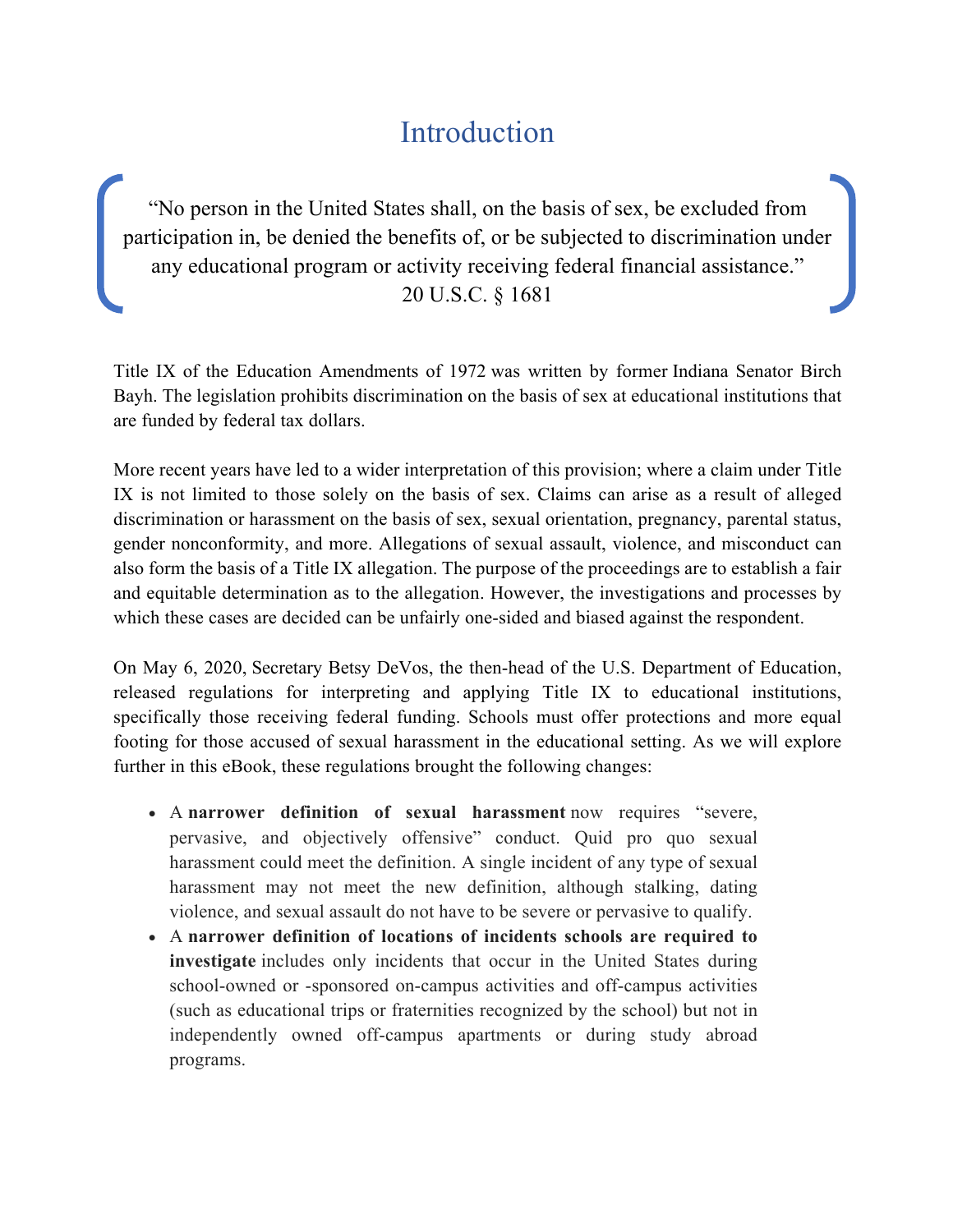# Introduction

> "No person in the United States shall, on the basis of sex, be excluded from participation in, be denied the benefits of, or be subjected to discrimination under any educational program or activity receiving federal financial assistance."
> 20 U.S.C. § 1681

Title IX of the Education Amendments of 1972 was written by former Indiana Senator Birch Bayh. The legislation prohibits discrimination on the basis of sex at educational institutions that are funded by federal tax dollars.

More recent years have led to a wider interpretation of this provision; where a claim under Title IX is not limited to those solely on the basis of sex. Claims can arise as a result of alleged discrimination or harassment on the basis of sex, sexual orientation, pregnancy, parental status, gender nonconformity, and more. Allegations of sexual assault, violence, and misconduct can also form the basis of a Title IX allegation. The purpose of the proceedings are to establish a fair and equitable determination as to the allegation. However, the investigations and processes by which these cases are decided can be unfairly one-sided and biased against the respondent.

On May 6, 2020, Secretary Betsy DeVos, the then-head of the U.S. Department of Education, released regulations for interpreting and applying Title IX to educational institutions, specifically those receiving federal funding. Schools must offer protections and more equal footing for those accused of sexual harassment in the educational setting. As we will explore further in this eBook, these regulations brought the following changes:

- A **narrower definition of sexual harassment** now requires "severe, pervasive, and objectively offensive" conduct. Quid pro quo sexual harassment could meet the definition. A single incident of any type of sexual harassment may not meet the new definition, although stalking, dating violence, and sexual assault do not have to be severe or pervasive to qualify.
- A **narrower definition of locations of incidents schools are required to investigate** includes only incidents that occur in the United States during school-owned or -sponsored on-campus activities and off-campus activities (such as educational trips or fraternities recognized by the school) but not in independently owned off-campus apartments or during study abroad programs.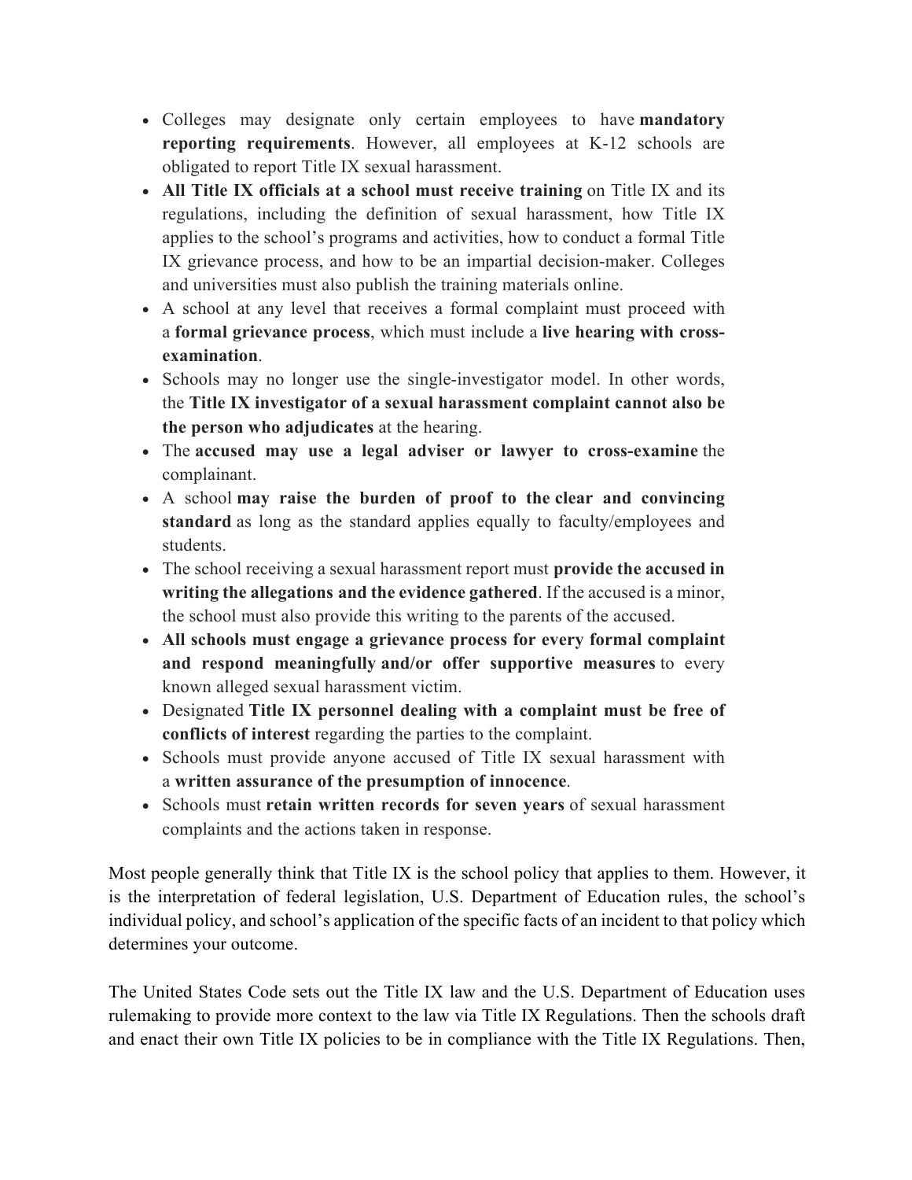- Colleges may designate only certain employees to have **mandatory reporting requirements**. However, all employees at K-12 schools are obligated to report Title IX sexual harassment.
- **All Title IX officials at a school must receive training** on Title IX and its regulations, including the definition of sexual harassment, how Title IX applies to the school's programs and activities, how to conduct a formal Title IX grievance process, and how to be an impartial decision-maker. Colleges and universities must also publish the training materials online.
- A school at any level that receives a formal complaint must proceed with a **formal grievance process**, which must include a **live hearing with cross-examination**.
- Schools may no longer use the single-investigator model. In other words, the **Title IX investigator of a sexual harassment complaint cannot also be the person who adjudicates** at the hearing.
- The **accused may use a legal adviser or lawyer to cross-examine** the complainant.
- A school **may raise the burden of proof to the clear and convincing standard** as long as the standard applies equally to faculty/employees and students.
- The school receiving a sexual harassment report must **provide the accused in writing the allegations and the evidence gathered**. If the accused is a minor, the school must also provide this writing to the parents of the accused.
- **All schools must engage a grievance process for every formal complaint and respond meaningfully and/or offer supportive measures** to every known alleged sexual harassment victim.
- Designated **Title IX personnel dealing with a complaint must be free of conflicts of interest** regarding the parties to the complaint.
- Schools must provide anyone accused of Title IX sexual harassment with a **written assurance of the presumption of innocence**.
- Schools must **retain written records for seven years** of sexual harassment complaints and the actions taken in response.

Most people generally think that Title IX is the school policy that applies to them. However, it is the interpretation of federal legislation, U.S. Department of Education rules, the school's individual policy, and school's application of the specific facts of an incident to that policy which determines your outcome.

The United States Code sets out the Title IX law and the U.S. Department of Education uses rulemaking to provide more context to the law via Title IX Regulations. Then the schools draft and enact their own Title IX policies to be in compliance with the Title IX Regulations. Then,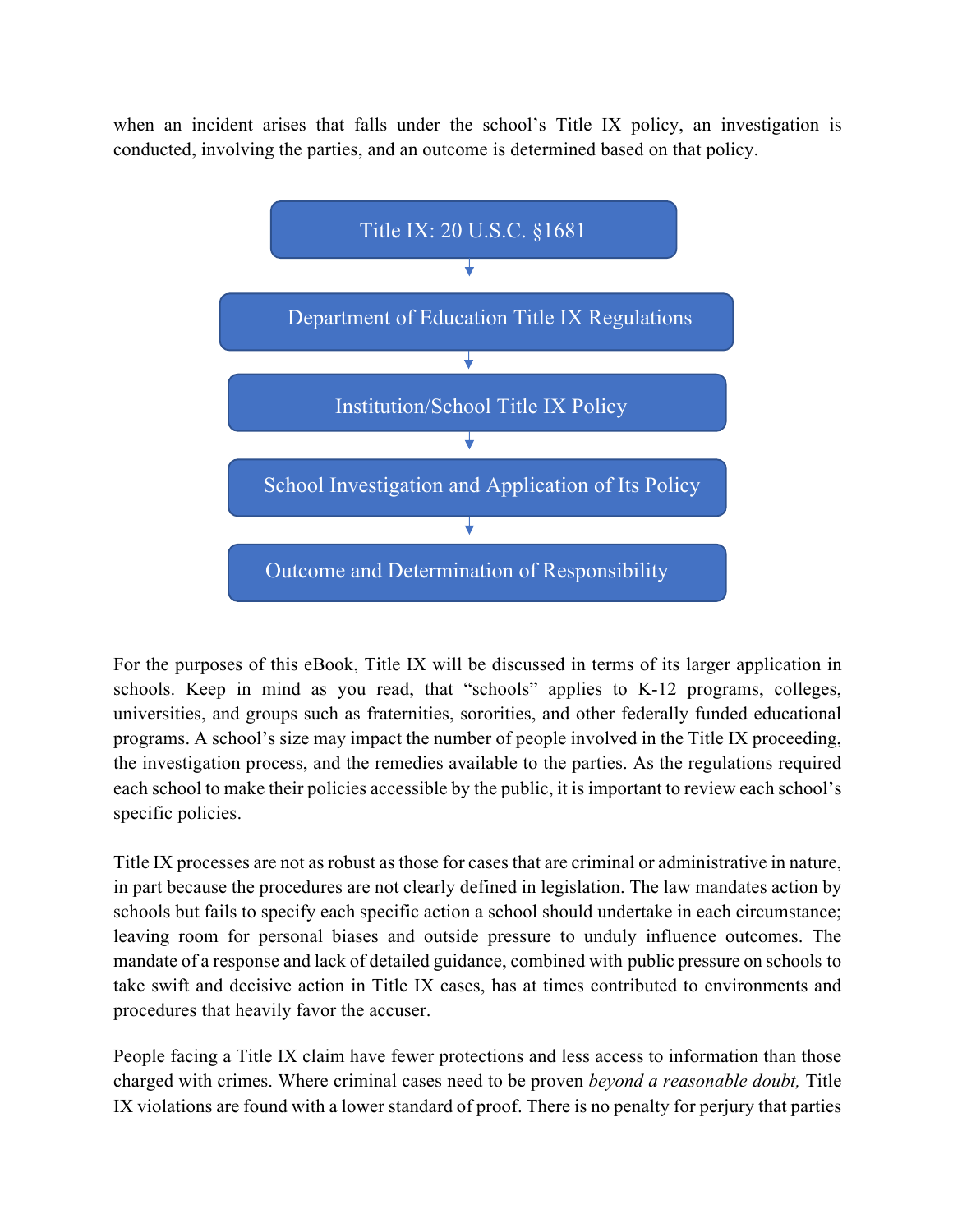when an incident arises that falls under the school's Title IX policy, an investigation is conducted, involving the parties, and an outcome is determined based on that policy.

Title IX: 20 U.S.C. §1681

↓

Department of Education Title IX Regulations

↓

Institution/School Title IX Policy

↓

School Investigation and Application of Its Policy

↓

Outcome and Determination of Responsibility

For the purposes of this eBook, Title IX will be discussed in terms of its larger application in schools. Keep in mind as you read, that "schools" applies to K-12 programs, colleges, universities, and groups such as fraternities, sororities, and other federally funded educational programs. A school's size may impact the number of people involved in the Title IX proceeding, the investigation process, and the remedies available to the parties. As the regulations required each school to make their policies accessible by the public, it is important to review each school's specific policies.

Title IX processes are not as robust as those for cases that are criminal or administrative in nature, in part because the procedures are not clearly defined in legislation. The law mandates action by schools but fails to specify each specific action a school should undertake in each circumstance; leaving room for personal biases and outside pressure to unduly influence outcomes. The mandate of a response and lack of detailed guidance, combined with public pressure on schools to take swift and decisive action in Title IX cases, has at times contributed to environments and procedures that heavily favor the accuser.

People facing a Title IX claim have fewer protections and less access to information than those charged with crimes. Where criminal cases need to be proven *beyond a reasonable doubt,* Title IX violations are found with a lower standard of proof. There is no penalty for perjury that parties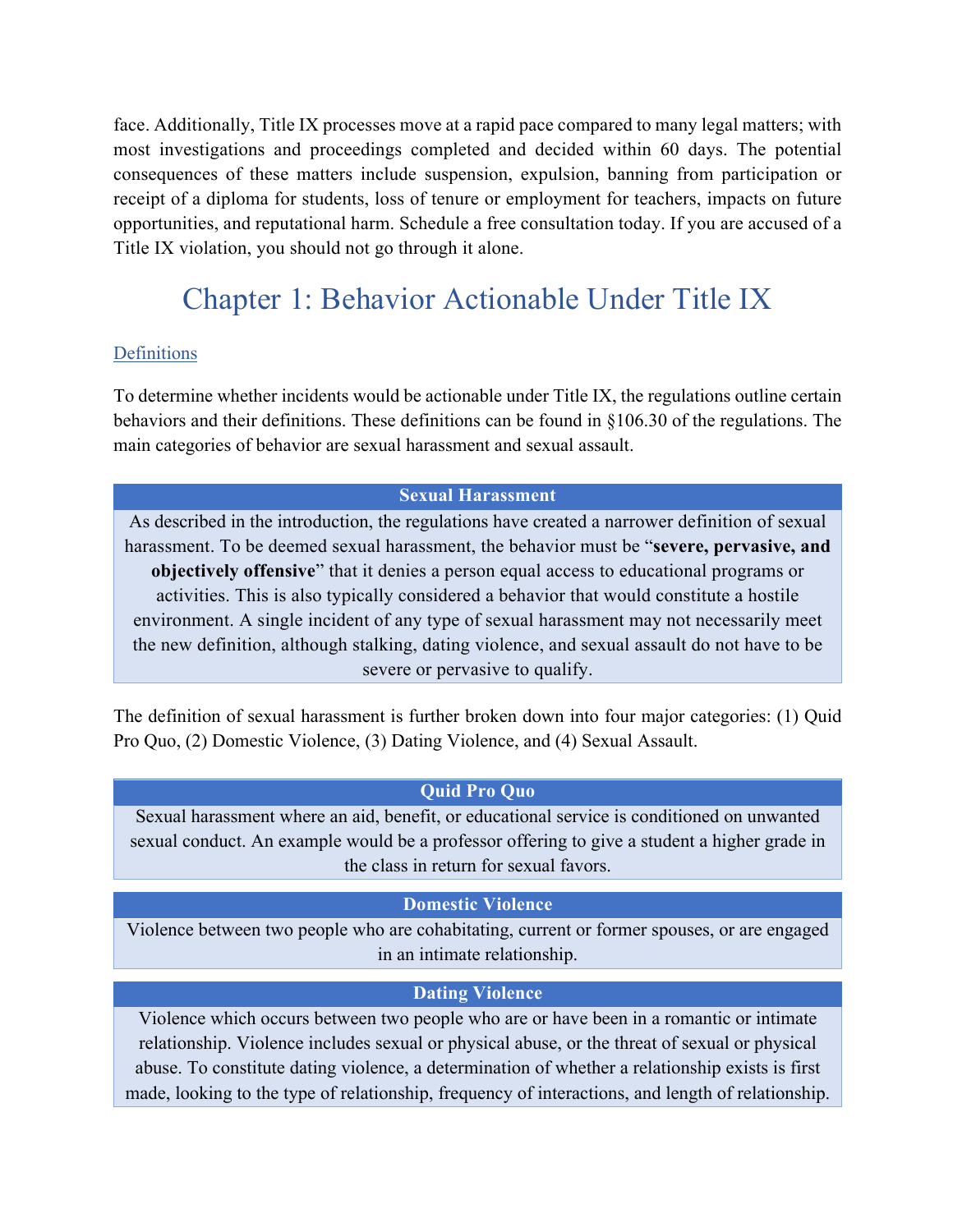face. Additionally, Title IX processes move at a rapid pace compared to many legal matters; with most investigations and proceedings completed and decided within 60 days. The potential consequences of these matters include suspension, expulsion, banning from participation or receipt of a diploma for students, loss of tenure or employment for teachers, impacts on future opportunities, and reputational harm. Schedule a free consultation today. If you are accused of a Title IX violation, you should not go through it alone.

# Chapter 1: Behavior Actionable Under Title IX

## Definitions

To determine whether incidents would be actionable under Title IX, the regulations outline certain behaviors and their definitions. These definitions can be found in §106.30 of the regulations. The main categories of behavior are sexual harassment and sexual assault.

| Sexual Harassment |
|---|
| As described in the introduction, the regulations have created a narrower definition of sexual harassment. To be deemed sexual harassment, the behavior must be "**severe, pervasive, and objectively offensive**" that it denies a person equal access to educational programs or activities. This is also typically considered a behavior that would constitute a hostile environment. A single incident of any type of sexual harassment may not necessarily meet the new definition, although stalking, dating violence, and sexual assault do not have to be severe or pervasive to qualify. |

The definition of sexual harassment is further broken down into four major categories: (1) Quid Pro Quo, (2) Domestic Violence, (3) Dating Violence, and (4) Sexual Assault.

| Quid Pro Quo |
|---|
| Sexual harassment where an aid, benefit, or educational service is conditioned on unwanted sexual conduct. An example would be a professor offering to give a student a higher grade in the class in return for sexual favors. |

| Domestic Violence |
|---|
| Violence between two people who are cohabitating, current or former spouses, or are engaged in an intimate relationship. |

| Dating Violence |
|---|
| Violence which occurs between two people who are or have been in a romantic or intimate relationship. Violence includes sexual or physical abuse, or the threat of sexual or physical abuse. To constitute dating violence, a determination of whether a relationship exists is first made, looking to the type of relationship, frequency of interactions, and length of relationship. |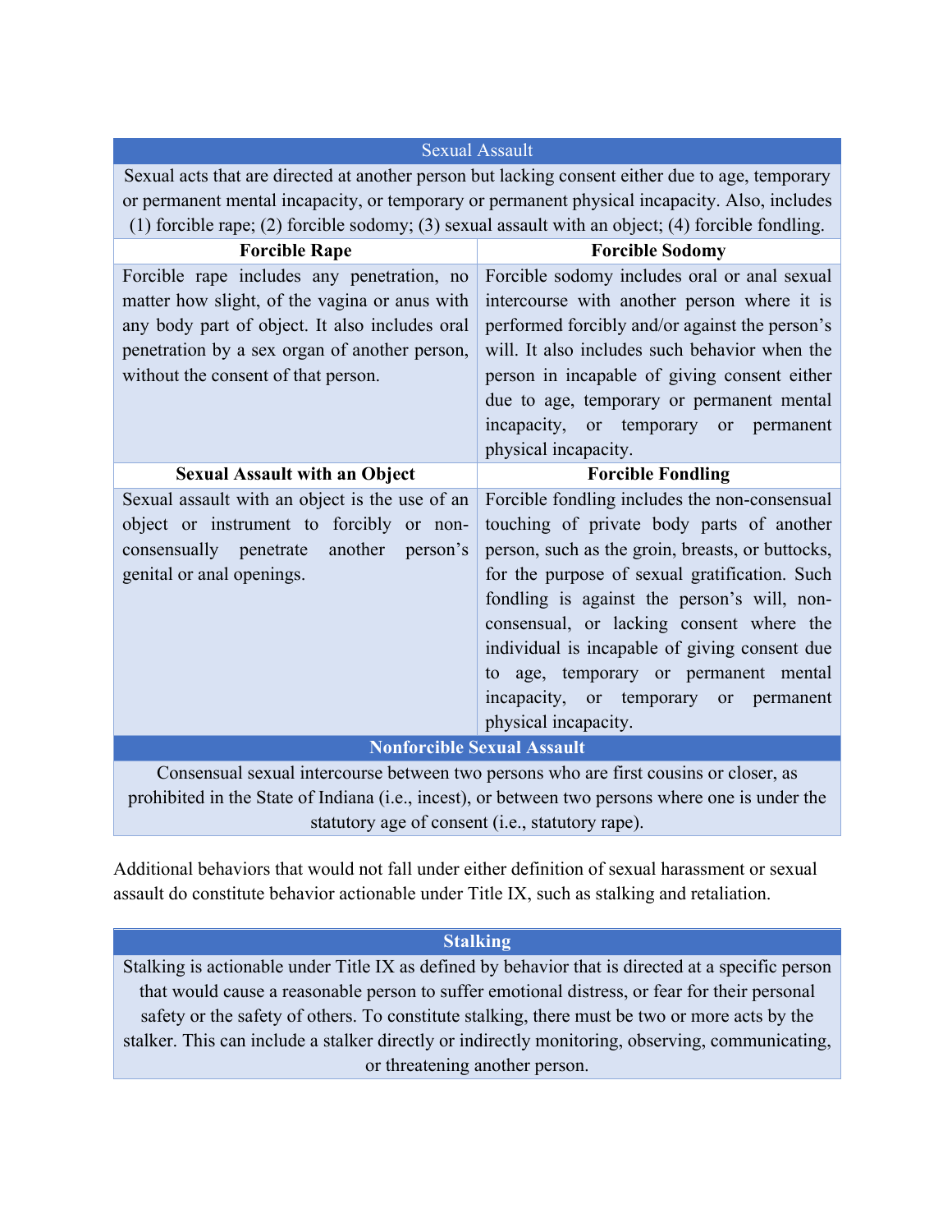| Sexual Assault | |
|---|---|
| Sexual acts that are directed at another person but lacking consent either due to age, temporary or permanent mental incapacity, or temporary or permanent physical incapacity. Also, includes (1) forcible rape; (2) forcible sodomy; (3) sexual assault with an object; (4) forcible fondling. | |
| **Forcible Rape** | **Forcible Sodomy** |
| Forcible rape includes any penetration, no matter how slight, of the vagina or anus with any body part of object. It also includes oral penetration by a sex organ of another person, without the consent of that person. | Forcible sodomy includes oral or anal sexual intercourse with another person where it is performed forcibly and/or against the person's will. It also includes such behavior when the person in incapable of giving consent either due to age, temporary or permanent mental incapacity, or temporary or permanent physical incapacity. |
| **Sexual Assault with an Object** | **Forcible Fondling** |
| Sexual assault with an object is the use of an object or instrument to forcibly or non-consensually penetrate another person's genital or anal openings. | Forcible fondling includes the non-consensual touching of private body parts of another person, such as the groin, breasts, or buttocks, for the purpose of sexual gratification. Such fondling is against the person's will, non-consensual, or lacking consent where the individual is incapable of giving consent due to age, temporary or permanent mental incapacity, or temporary or permanent physical incapacity. |
| **Nonforcible Sexual Assault** | |
| Consensual sexual intercourse between two persons who are first cousins or closer, as prohibited in the State of Indiana (i.e., incest), or between two persons where one is under the statutory age of consent (i.e., statutory rape). | |

Additional behaviors that would not fall under either definition of sexual harassment or sexual assault do constitute behavior actionable under Title IX, such as stalking and retaliation.

| **Stalking** |
|---|
| Stalking is actionable under Title IX as defined by behavior that is directed at a specific person that would cause a reasonable person to suffer emotional distress, or fear for their personal safety or the safety of others. To constitute stalking, there must be two or more acts by the stalker. This can include a stalker directly or indirectly monitoring, observing, communicating, or threatening another person. |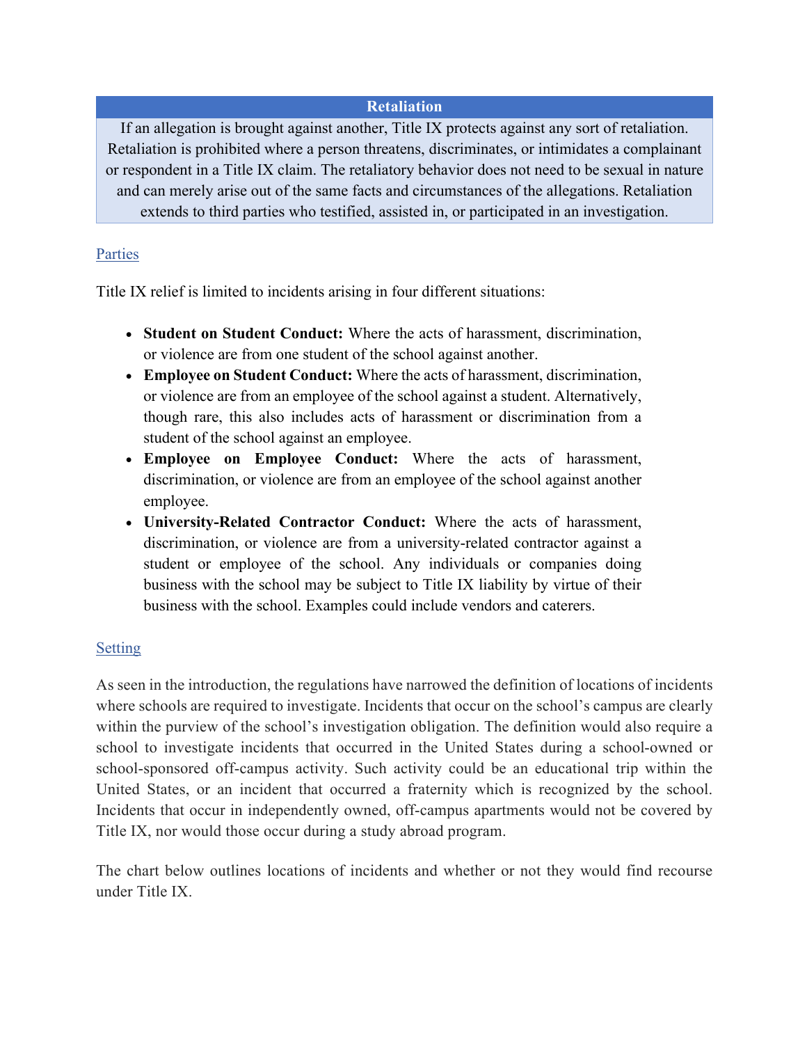| Retaliation |
| --- |
| If an allegation is brought against another, Title IX protects against any sort of retaliation. Retaliation is prohibited where a person threatens, discriminates, or intimidates a complainant or respondent in a Title IX claim. The retaliatory behavior does not need to be sexual in nature and can merely arise out of the same facts and circumstances of the allegations. Retaliation extends to third parties who testified, assisted in, or participated in an investigation. |

### Parties

Title IX relief is limited to incidents arising in four different situations:

- **Student on Student Conduct:** Where the acts of harassment, discrimination, or violence are from one student of the school against another.
- **Employee on Student Conduct:** Where the acts of harassment, discrimination, or violence are from an employee of the school against a student. Alternatively, though rare, this also includes acts of harassment or discrimination from a student of the school against an employee.
- **Employee on Employee Conduct:** Where the acts of harassment, discrimination, or violence are from an employee of the school against another employee.
- **University-Related Contractor Conduct:** Where the acts of harassment, discrimination, or violence are from a university-related contractor against a student or employee of the school. Any individuals or companies doing business with the school may be subject to Title IX liability by virtue of their business with the school. Examples could include vendors and caterers.

### Setting

As seen in the introduction, the regulations have narrowed the definition of locations of incidents where schools are required to investigate. Incidents that occur on the school's campus are clearly within the purview of the school's investigation obligation. The definition would also require a school to investigate incidents that occurred in the United States during a school-owned or school-sponsored off-campus activity. Such activity could be an educational trip within the United States, or an incident that occurred a fraternity which is recognized by the school. Incidents that occur in independently owned, off-campus apartments would not be covered by Title IX, nor would those occur during a study abroad program.

The chart below outlines locations of incidents and whether or not they would find recourse under Title IX.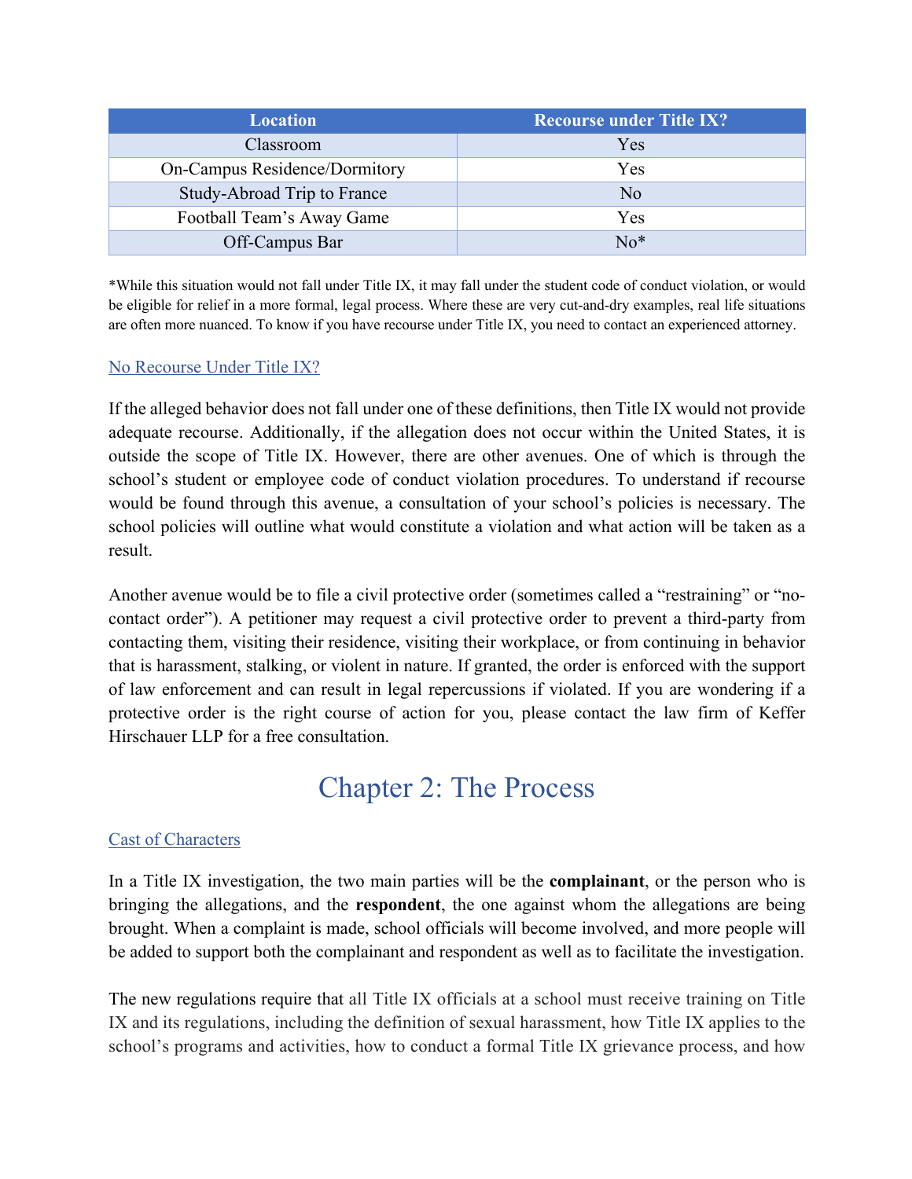| Location | Recourse under Title IX? |
| --- | --- |
| Classroom | Yes |
| On-Campus Residence/Dormitory | Yes |
| Study-Abroad Trip to France | No |
| Football Team's Away Game | Yes |
| Off-Campus Bar | No* |

*While this situation would not fall under Title IX, it may fall under the student code of conduct violation, or would be eligible for relief in a more formal, legal process. Where these are very cut-and-dry examples, real life situations are often more nuanced. To know if you have recourse under Title IX, you need to contact an experienced attorney.

### No Recourse Under Title IX?

If the alleged behavior does not fall under one of these definitions, then Title IX would not provide adequate recourse. Additionally, if the allegation does not occur within the United States, it is outside the scope of Title IX. However, there are other avenues. One of which is through the school's student or employee code of conduct violation procedures. To understand if recourse would be found through this avenue, a consultation of your school's policies is necessary. The school policies will outline what would constitute a violation and what action will be taken as a result.

Another avenue would be to file a civil protective order (sometimes called a "restraining" or "no-contact order"). A petitioner may request a civil protective order to prevent a third-party from contacting them, visiting their residence, visiting their workplace, or from continuing in behavior that is harassment, stalking, or violent in nature. If granted, the order is enforced with the support of law enforcement and can result in legal repercussions if violated. If you are wondering if a protective order is the right course of action for you, please contact the law firm of Keffer Hirschauer LLP for a free consultation.

## Chapter 2: The Process

### Cast of Characters

In a Title IX investigation, the two main parties will be the **complainant**, or the person who is bringing the allegations, and the **respondent**, the one against whom the allegations are being brought. When a complaint is made, school officials will become involved, and more people will be added to support both the complainant and respondent as well as to facilitate the investigation.

The new regulations require that all Title IX officials at a school must receive training on Title IX and its regulations, including the definition of sexual harassment, how Title IX applies to the school's programs and activities, how to conduct a formal Title IX grievance process, and how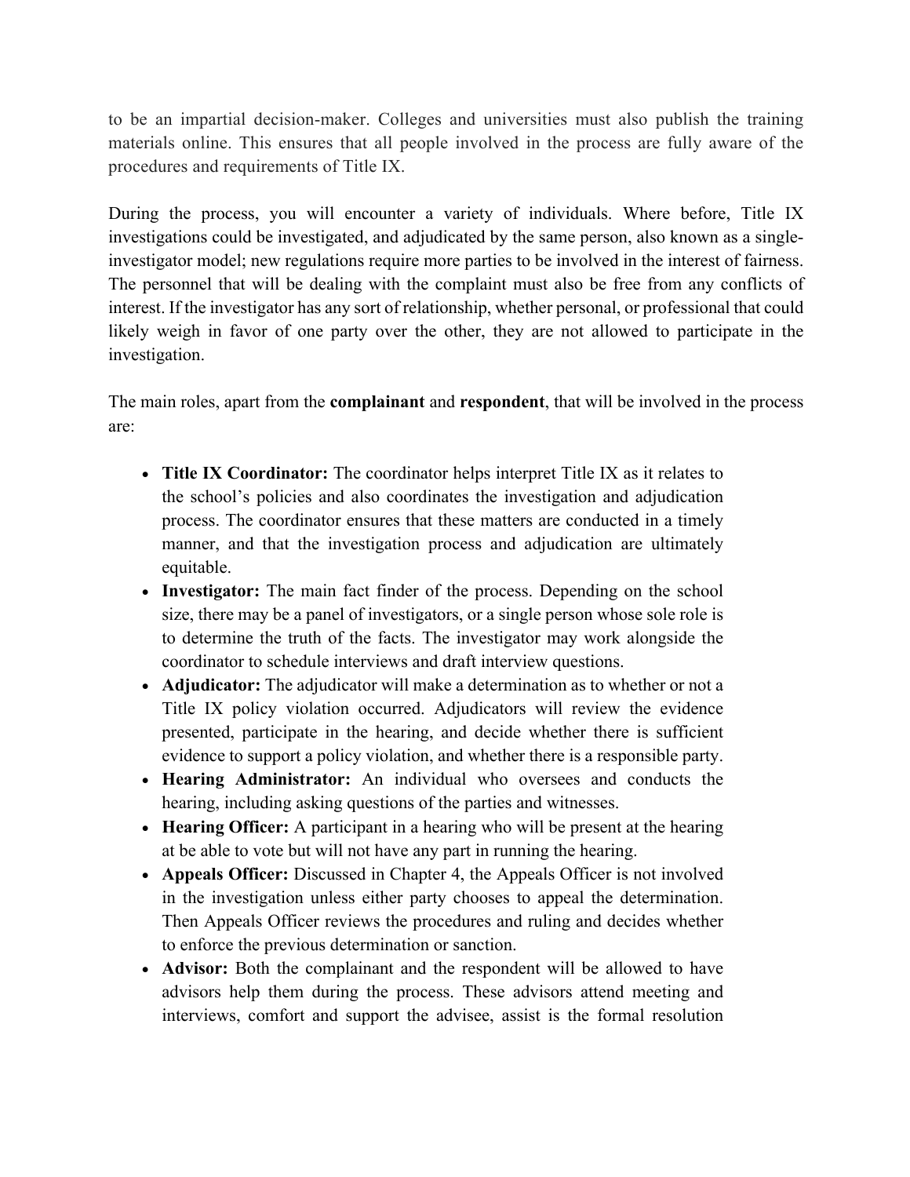to be an impartial decision-maker. Colleges and universities must also publish the training materials online. This ensures that all people involved in the process are fully aware of the procedures and requirements of Title IX.

During the process, you will encounter a variety of individuals. Where before, Title IX investigations could be investigated, and adjudicated by the same person, also known as a single-investigator model; new regulations require more parties to be involved in the interest of fairness. The personnel that will be dealing with the complaint must also be free from any conflicts of interest. If the investigator has any sort of relationship, whether personal, or professional that could likely weigh in favor of one party over the other, they are not allowed to participate in the investigation.

The main roles, apart from the **complainant** and **respondent**, that will be involved in the process are:

- **Title IX Coordinator:** The coordinator helps interpret Title IX as it relates to the school's policies and also coordinates the investigation and adjudication process. The coordinator ensures that these matters are conducted in a timely manner, and that the investigation process and adjudication are ultimately equitable.
- **Investigator:** The main fact finder of the process. Depending on the school size, there may be a panel of investigators, or a single person whose sole role is to determine the truth of the facts. The investigator may work alongside the coordinator to schedule interviews and draft interview questions.
- **Adjudicator:** The adjudicator will make a determination as to whether or not a Title IX policy violation occurred. Adjudicators will review the evidence presented, participate in the hearing, and decide whether there is sufficient evidence to support a policy violation, and whether there is a responsible party.
- **Hearing Administrator:** An individual who oversees and conducts the hearing, including asking questions of the parties and witnesses.
- **Hearing Officer:** A participant in a hearing who will be present at the hearing at be able to vote but will not have any part in running the hearing.
- **Appeals Officer:** Discussed in Chapter 4, the Appeals Officer is not involved in the investigation unless either party chooses to appeal the determination. Then Appeals Officer reviews the procedures and ruling and decides whether to enforce the previous determination or sanction.
- **Advisor:** Both the complainant and the respondent will be allowed to have advisors help them during the process. These advisors attend meeting and interviews, comfort and support the advisee, assist is the formal resolution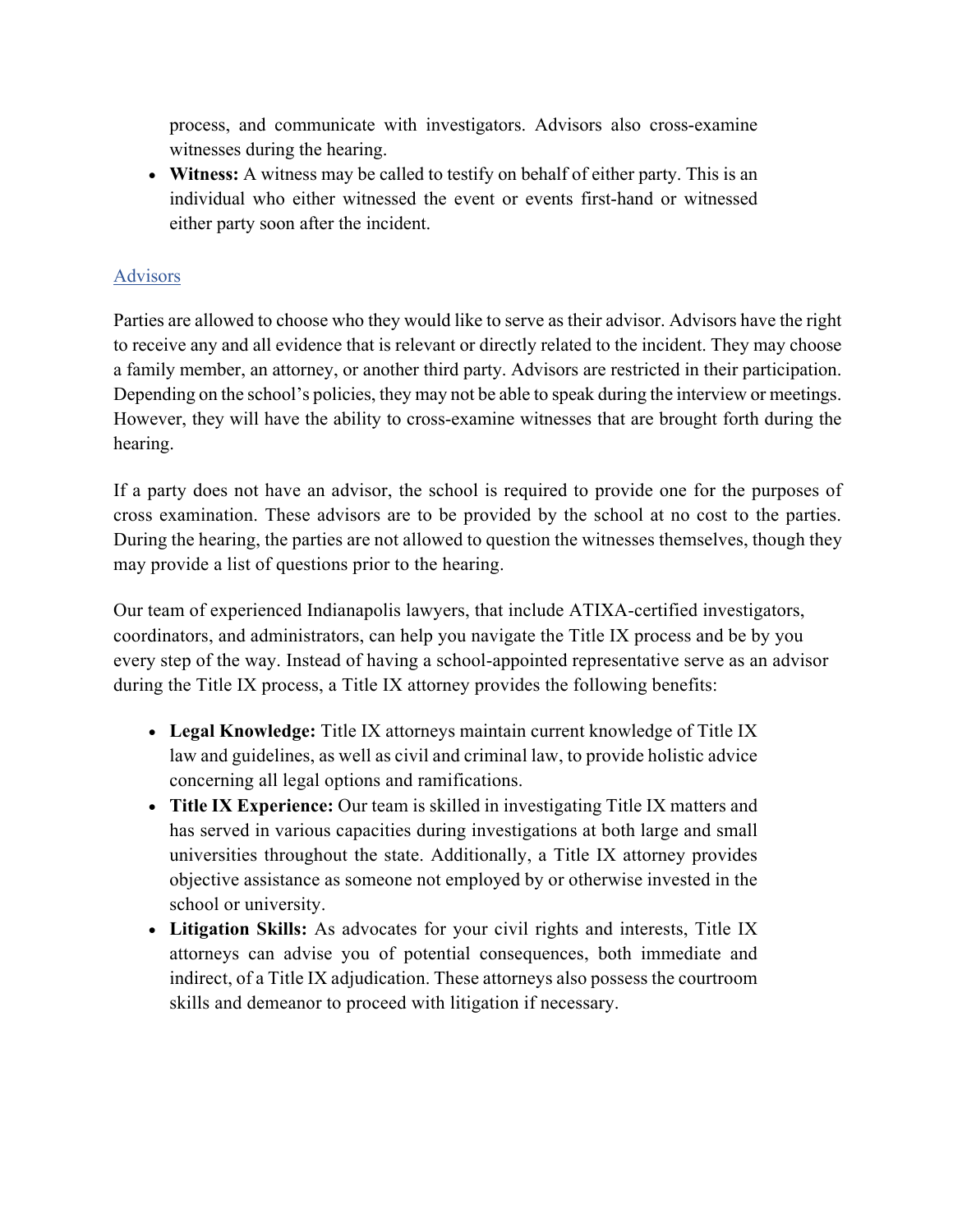process, and communicate with investigators. Advisors also cross-examine witnesses during the hearing.

- **Witness:** A witness may be called to testify on behalf of either party. This is an individual who either witnessed the event or events first-hand or witnessed either party soon after the incident.

## Advisors

Parties are allowed to choose who they would like to serve as their advisor. Advisors have the right to receive any and all evidence that is relevant or directly related to the incident. They may choose a family member, an attorney, or another third party. Advisors are restricted in their participation. Depending on the school's policies, they may not be able to speak during the interview or meetings. However, they will have the ability to cross-examine witnesses that are brought forth during the hearing.

If a party does not have an advisor, the school is required to provide one for the purposes of cross examination. These advisors are to be provided by the school at no cost to the parties. During the hearing, the parties are not allowed to question the witnesses themselves, though they may provide a list of questions prior to the hearing.

Our team of experienced Indianapolis lawyers, that include ATIXA-certified investigators, coordinators, and administrators, can help you navigate the Title IX process and be by you every step of the way. Instead of having a school-appointed representative serve as an advisor during the Title IX process, a Title IX attorney provides the following benefits:

- **Legal Knowledge:** Title IX attorneys maintain current knowledge of Title IX law and guidelines, as well as civil and criminal law, to provide holistic advice concerning all legal options and ramifications.
- **Title IX Experience:** Our team is skilled in investigating Title IX matters and has served in various capacities during investigations at both large and small universities throughout the state. Additionally, a Title IX attorney provides objective assistance as someone not employed by or otherwise invested in the school or university.
- **Litigation Skills:** As advocates for your civil rights and interests, Title IX attorneys can advise you of potential consequences, both immediate and indirect, of a Title IX adjudication. These attorneys also possess the courtroom skills and demeanor to proceed with litigation if necessary.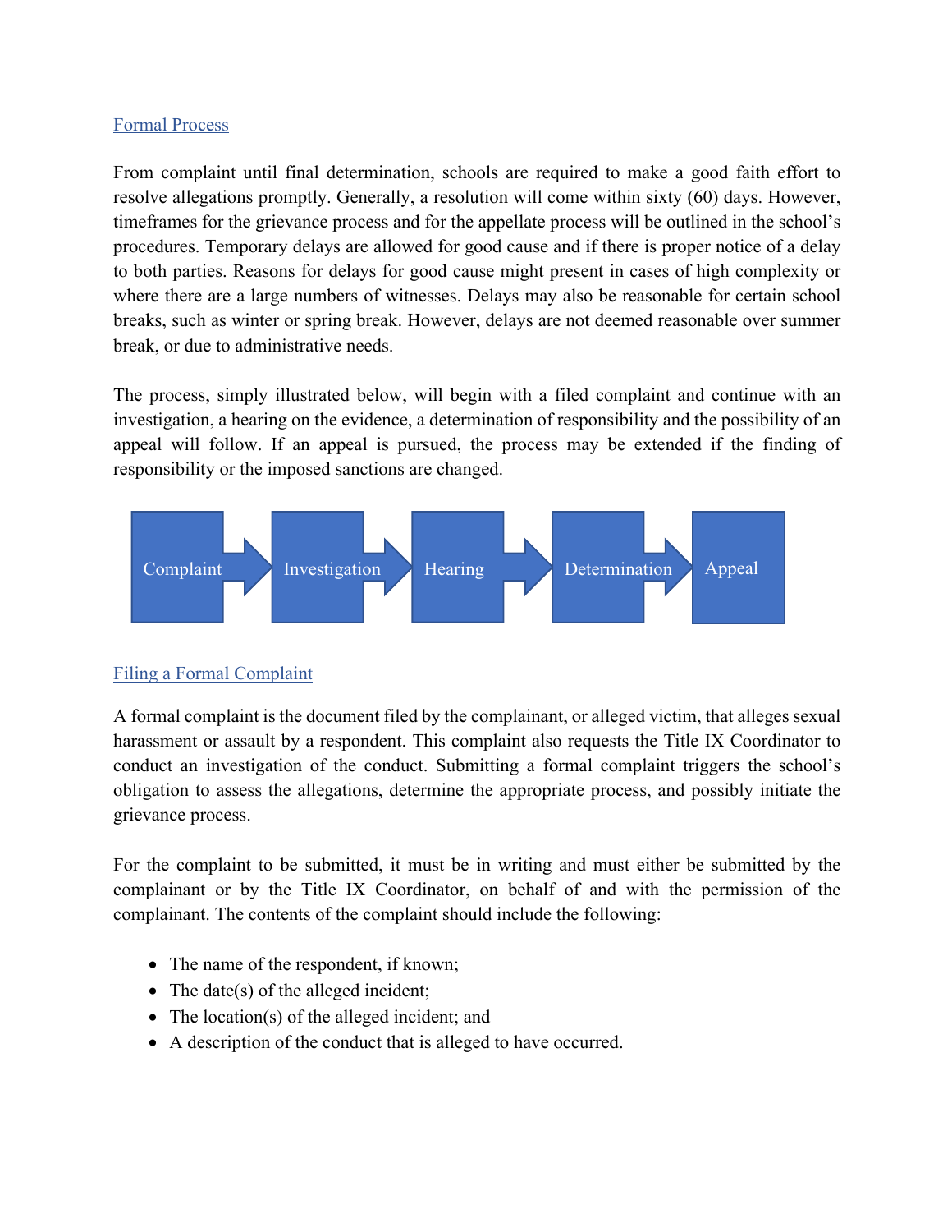## Formal Process

From complaint until final determination, schools are required to make a good faith effort to resolve allegations promptly. Generally, a resolution will come within sixty (60) days. However, timeframes for the grievance process and for the appellate process will be outlined in the school's procedures. Temporary delays are allowed for good cause and if there is proper notice of a delay to both parties. Reasons for delays for good cause might present in cases of high complexity or where there are a large numbers of witnesses. Delays may also be reasonable for certain school breaks, such as winter or spring break. However, delays are not deemed reasonable over summer break, or due to administrative needs.

The process, simply illustrated below, will begin with a filed complaint and continue with an investigation, a hearing on the evidence, a determination of responsibility and the possibility of an appeal will follow. If an appeal is pursued, the process may be extended if the finding of responsibility or the imposed sanctions are changed.

Complaint → Investigation → Hearing → Determination → Appeal

## Filing a Formal Complaint

A formal complaint is the document filed by the complainant, or alleged victim, that alleges sexual harassment or assault by a respondent. This complaint also requests the Title IX Coordinator to conduct an investigation of the conduct. Submitting a formal complaint triggers the school's obligation to assess the allegations, determine the appropriate process, and possibly initiate the grievance process.

For the complaint to be submitted, it must be in writing and must either be submitted by the complainant or by the Title IX Coordinator, on behalf of and with the permission of the complainant. The contents of the complaint should include the following:

- The name of the respondent, if known;
- The date(s) of the alleged incident;
- The location(s) of the alleged incident; and
- A description of the conduct that is alleged to have occurred.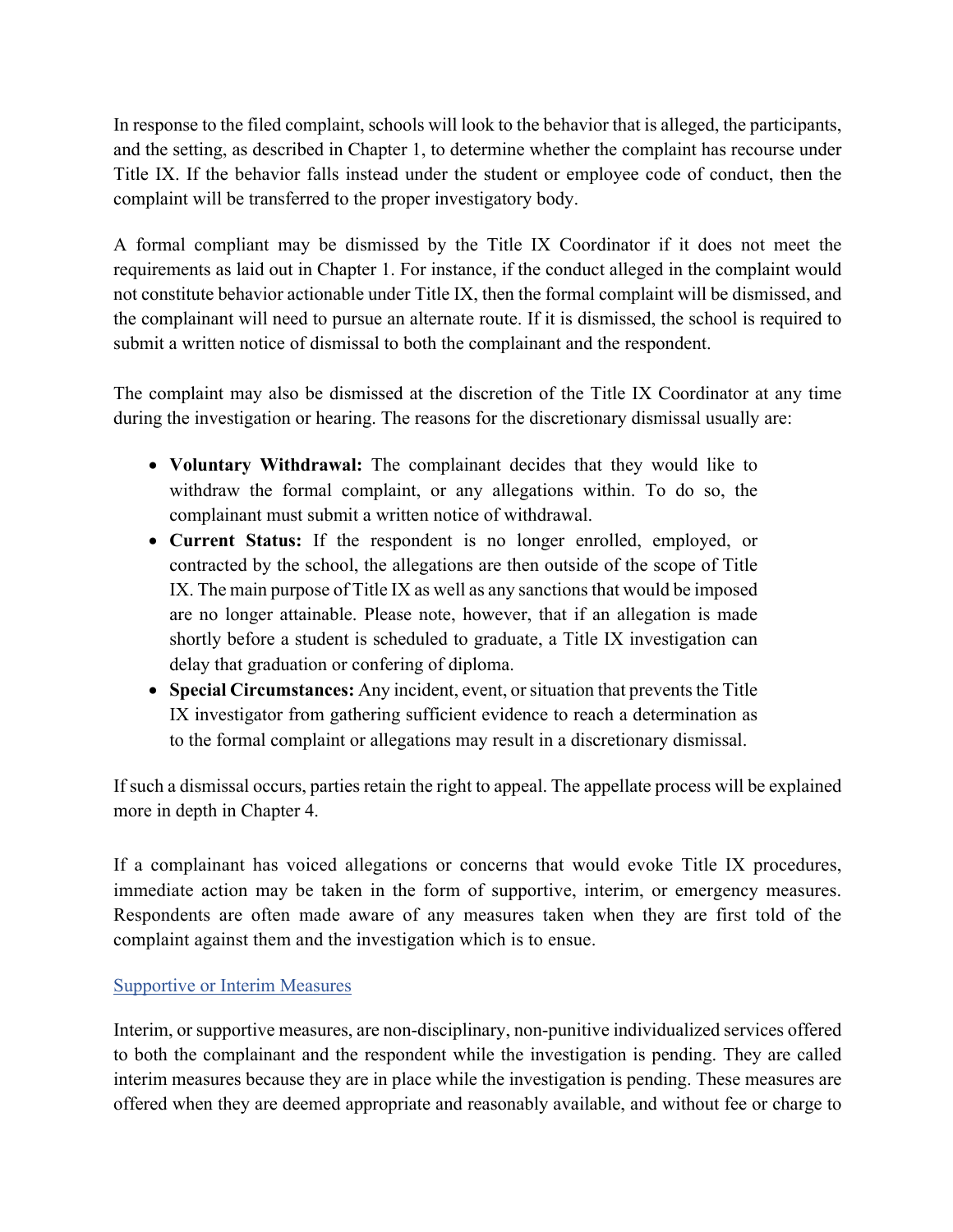In response to the filed complaint, schools will look to the behavior that is alleged, the participants, and the setting, as described in Chapter 1, to determine whether the complaint has recourse under Title IX. If the behavior falls instead under the student or employee code of conduct, then the complaint will be transferred to the proper investigatory body.

A formal compliant may be dismissed by the Title IX Coordinator if it does not meet the requirements as laid out in Chapter 1. For instance, if the conduct alleged in the complaint would not constitute behavior actionable under Title IX, then the formal complaint will be dismissed, and the complainant will need to pursue an alternate route. If it is dismissed, the school is required to submit a written notice of dismissal to both the complainant and the respondent.

The complaint may also be dismissed at the discretion of the Title IX Coordinator at any time during the investigation or hearing. The reasons for the discretionary dismissal usually are:

- **Voluntary Withdrawal:** The complainant decides that they would like to withdraw the formal complaint, or any allegations within. To do so, the complainant must submit a written notice of withdrawal.
- **Current Status:** If the respondent is no longer enrolled, employed, or contracted by the school, the allegations are then outside of the scope of Title IX. The main purpose of Title IX as well as any sanctions that would be imposed are no longer attainable. Please note, however, that if an allegation is made shortly before a student is scheduled to graduate, a Title IX investigation can delay that graduation or confering of diploma.
- **Special Circumstances:** Any incident, event, or situation that prevents the Title IX investigator from gathering sufficient evidence to reach a determination as to the formal complaint or allegations may result in a discretionary dismissal.

If such a dismissal occurs, parties retain the right to appeal. The appellate process will be explained more in depth in Chapter 4.

If a complainant has voiced allegations or concerns that would evoke Title IX procedures, immediate action may be taken in the form of supportive, interim, or emergency measures. Respondents are often made aware of any measures taken when they are first told of the complaint against them and the investigation which is to ensue.

## Supportive or Interim Measures

Interim, or supportive measures, are non-disciplinary, non-punitive individualized services offered to both the complainant and the respondent while the investigation is pending. They are called interim measures because they are in place while the investigation is pending. These measures are offered when they are deemed appropriate and reasonably available, and without fee or charge to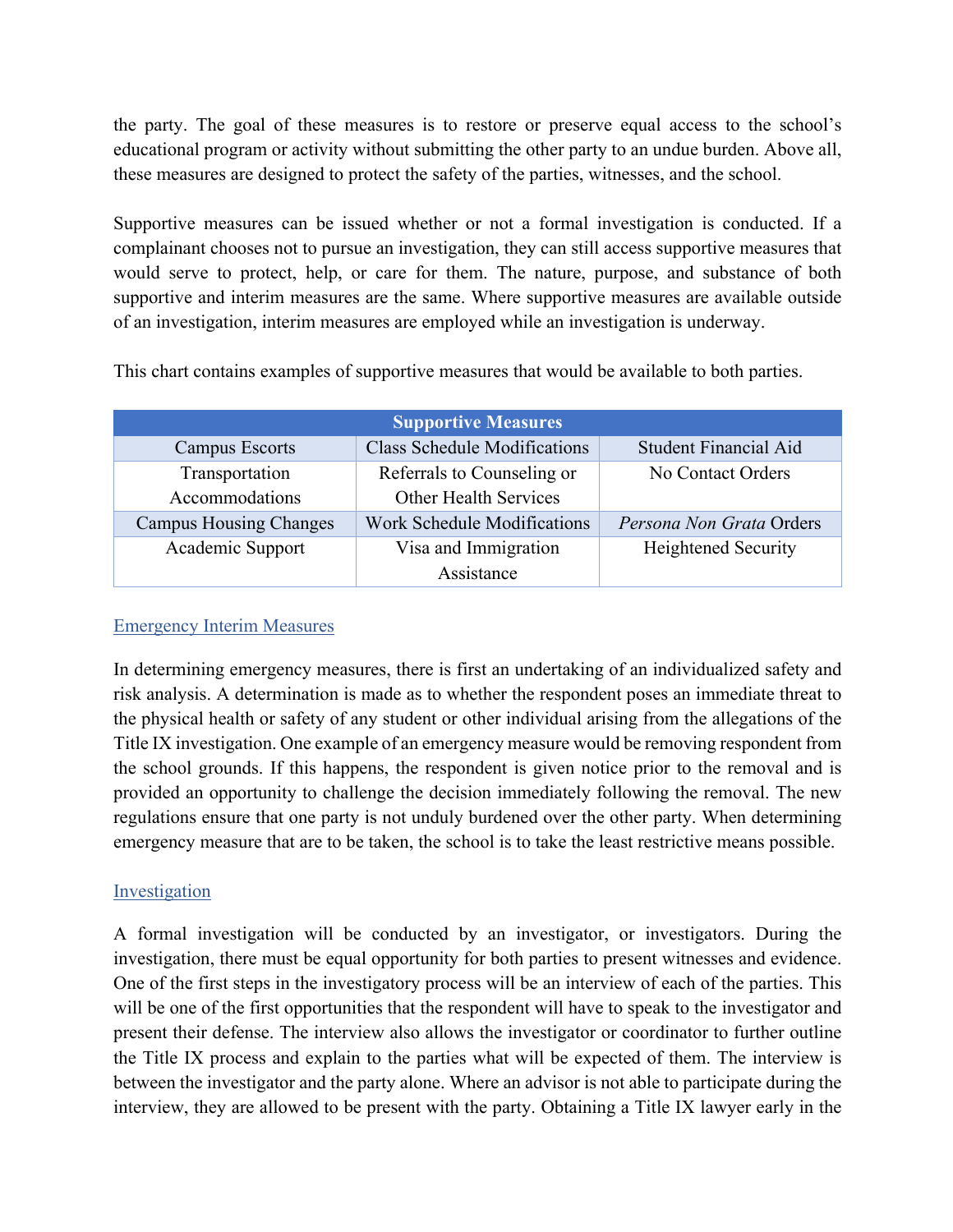the party. The goal of these measures is to restore or preserve equal access to the school's educational program or activity without submitting the other party to an undue burden. Above all, these measures are designed to protect the safety of the parties, witnesses, and the school.

Supportive measures can be issued whether or not a formal investigation is conducted. If a complainant chooses not to pursue an investigation, they can still access supportive measures that would serve to protect, help, or care for them. The nature, purpose, and substance of both supportive and interim measures are the same. Where supportive measures are available outside of an investigation, interim measures are employed while an investigation is underway.

This chart contains examples of supportive measures that would be available to both parties.

| Supportive Measures | | |
|---|---|---|
| Campus Escorts | Class Schedule Modifications | Student Financial Aid |
| Transportation Accommodations | Referrals to Counseling or Other Health Services | No Contact Orders |
| Campus Housing Changes | Work Schedule Modifications | *Persona Non Grata* Orders |
| Academic Support | Visa and Immigration Assistance | Heightened Security |

## Emergency Interim Measures

In determining emergency measures, there is first an undertaking of an individualized safety and risk analysis. A determination is made as to whether the respondent poses an immediate threat to the physical health or safety of any student or other individual arising from the allegations of the Title IX investigation. One example of an emergency measure would be removing respondent from the school grounds. If this happens, the respondent is given notice prior to the removal and is provided an opportunity to challenge the decision immediately following the removal. The new regulations ensure that one party is not unduly burdened over the other party. When determining emergency measure that are to be taken, the school is to take the least restrictive means possible.

## Investigation

A formal investigation will be conducted by an investigator, or investigators. During the investigation, there must be equal opportunity for both parties to present witnesses and evidence. One of the first steps in the investigatory process will be an interview of each of the parties. This will be one of the first opportunities that the respondent will have to speak to the investigator and present their defense. The interview also allows the investigator or coordinator to further outline the Title IX process and explain to the parties what will be expected of them. The interview is between the investigator and the party alone. Where an advisor is not able to participate during the interview, they are allowed to be present with the party. Obtaining a Title IX lawyer early in the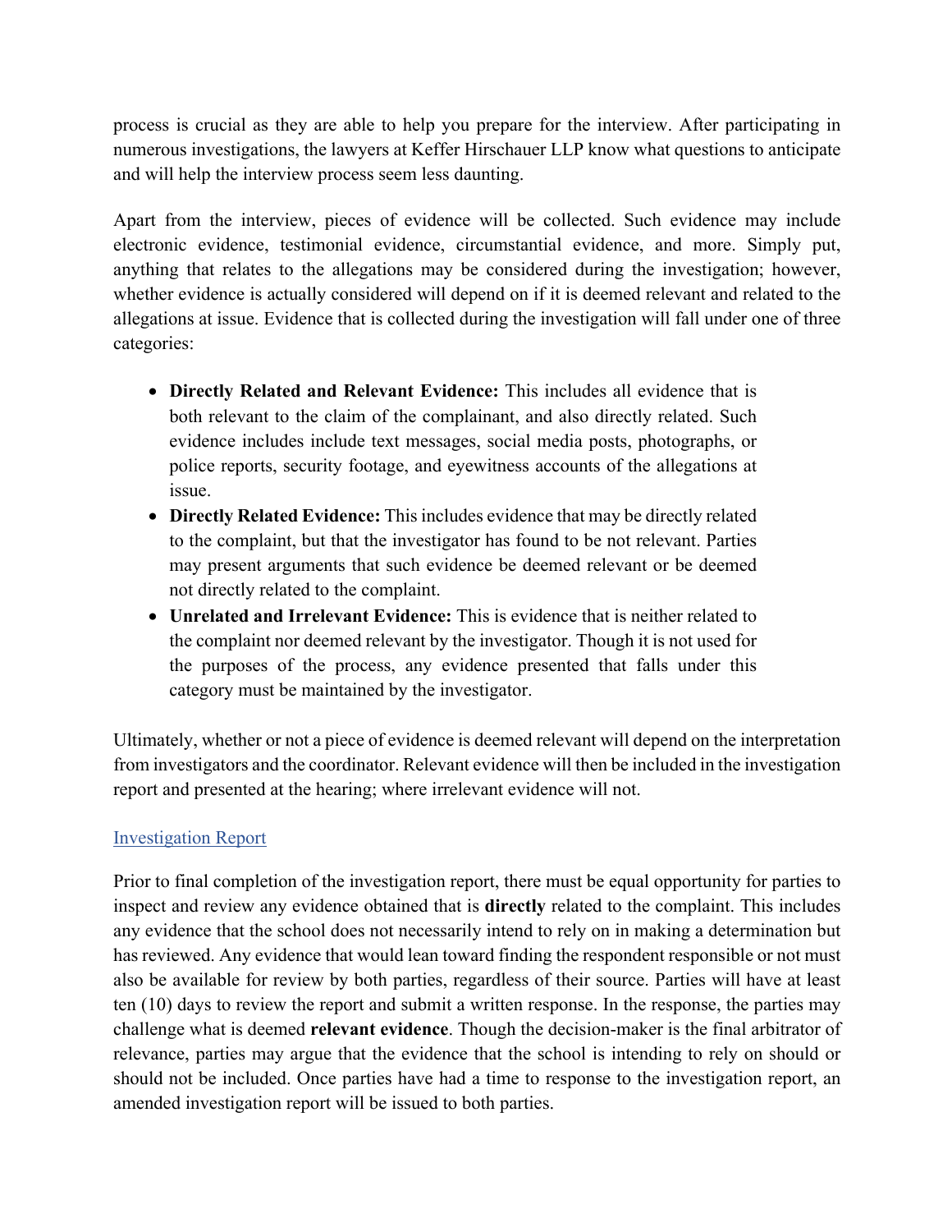process is crucial as they are able to help you prepare for the interview. After participating in numerous investigations, the lawyers at Keffer Hirschauer LLP know what questions to anticipate and will help the interview process seem less daunting.

Apart from the interview, pieces of evidence will be collected. Such evidence may include electronic evidence, testimonial evidence, circumstantial evidence, and more. Simply put, anything that relates to the allegations may be considered during the investigation; however, whether evidence is actually considered will depend on if it is deemed relevant and related to the allegations at issue. Evidence that is collected during the investigation will fall under one of three categories:

- **Directly Related and Relevant Evidence:** This includes all evidence that is both relevant to the claim of the complainant, and also directly related. Such evidence includes include text messages, social media posts, photographs, or police reports, security footage, and eyewitness accounts of the allegations at issue.
- **Directly Related Evidence:** This includes evidence that may be directly related to the complaint, but that the investigator has found to be not relevant. Parties may present arguments that such evidence be deemed relevant or be deemed not directly related to the complaint.
- **Unrelated and Irrelevant Evidence:** This is evidence that is neither related to the complaint nor deemed relevant by the investigator. Though it is not used for the purposes of the process, any evidence presented that falls under this category must be maintained by the investigator.

Ultimately, whether or not a piece of evidence is deemed relevant will depend on the interpretation from investigators and the coordinator. Relevant evidence will then be included in the investigation report and presented at the hearing; where irrelevant evidence will not.

## Investigation Report

Prior to final completion of the investigation report, there must be equal opportunity for parties to inspect and review any evidence obtained that is **directly** related to the complaint. This includes any evidence that the school does not necessarily intend to rely on in making a determination but has reviewed. Any evidence that would lean toward finding the respondent responsible or not must also be available for review by both parties, regardless of their source. Parties will have at least ten (10) days to review the report and submit a written response. In the response, the parties may challenge what is deemed **relevant evidence**. Though the decision-maker is the final arbitrator of relevance, parties may argue that the evidence that the school is intending to rely on should or should not be included. Once parties have had a time to response to the investigation report, an amended investigation report will be issued to both parties.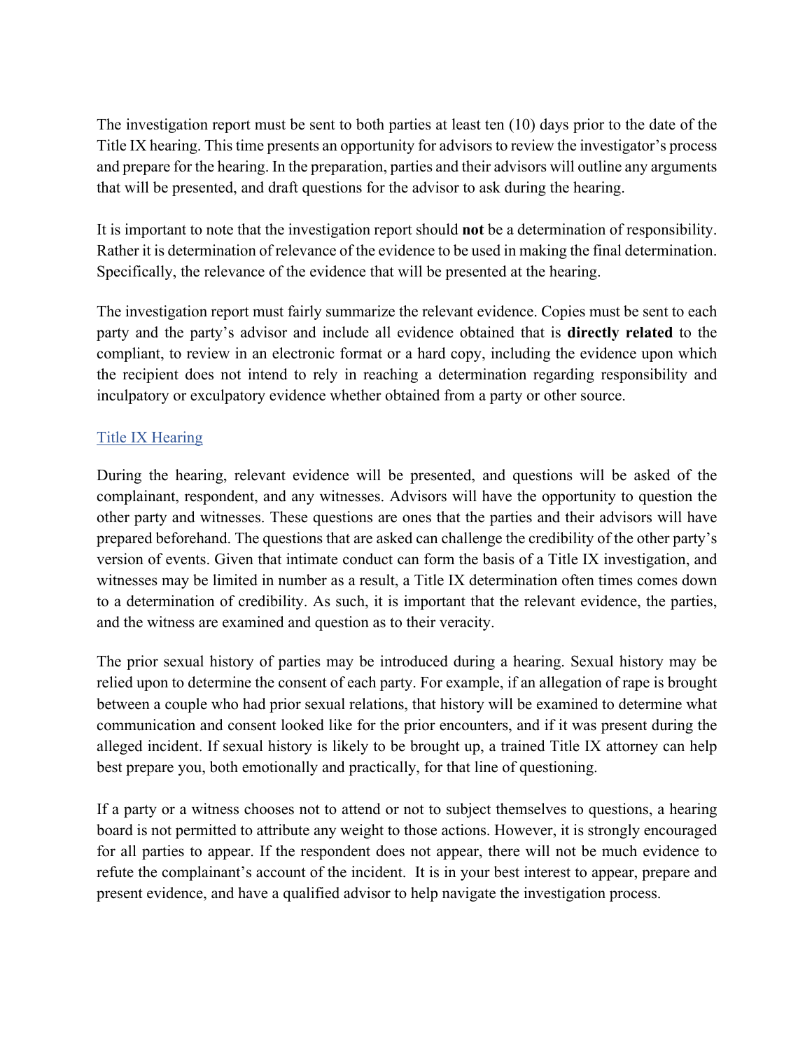The investigation report must be sent to both parties at least ten (10) days prior to the date of the Title IX hearing. This time presents an opportunity for advisors to review the investigator's process and prepare for the hearing. In the preparation, parties and their advisors will outline any arguments that will be presented, and draft questions for the advisor to ask during the hearing.

It is important to note that the investigation report should **not** be a determination of responsibility. Rather it is determination of relevance of the evidence to be used in making the final determination. Specifically, the relevance of the evidence that will be presented at the hearing.

The investigation report must fairly summarize the relevant evidence. Copies must be sent to each party and the party's advisor and include all evidence obtained that is **directly related** to the compliant, to review in an electronic format or a hard copy, including the evidence upon which the recipient does not intend to rely in reaching a determination regarding responsibility and inculpatory or exculpatory evidence whether obtained from a party or other source.

## Title IX Hearing

During the hearing, relevant evidence will be presented, and questions will be asked of the complainant, respondent, and any witnesses. Advisors will have the opportunity to question the other party and witnesses. These questions are ones that the parties and their advisors will have prepared beforehand. The questions that are asked can challenge the credibility of the other party's version of events. Given that intimate conduct can form the basis of a Title IX investigation, and witnesses may be limited in number as a result, a Title IX determination often times comes down to a determination of credibility. As such, it is important that the relevant evidence, the parties, and the witness are examined and question as to their veracity.

The prior sexual history of parties may be introduced during a hearing. Sexual history may be relied upon to determine the consent of each party. For example, if an allegation of rape is brought between a couple who had prior sexual relations, that history will be examined to determine what communication and consent looked like for the prior encounters, and if it was present during the alleged incident. If sexual history is likely to be brought up, a trained Title IX attorney can help best prepare you, both emotionally and practically, for that line of questioning.

If a party or a witness chooses not to attend or not to subject themselves to questions, a hearing board is not permitted to attribute any weight to those actions. However, it is strongly encouraged for all parties to appear. If the respondent does not appear, there will not be much evidence to refute the complainant's account of the incident. It is in your best interest to appear, prepare and present evidence, and have a qualified advisor to help navigate the investigation process.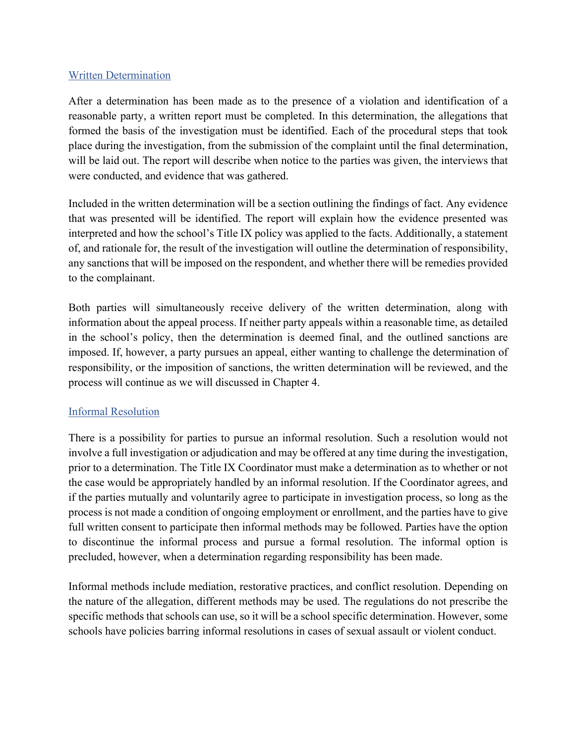## Written Determination

After a determination has been made as to the presence of a violation and identification of a reasonable party, a written report must be completed. In this determination, the allegations that formed the basis of the investigation must be identified. Each of the procedural steps that took place during the investigation, from the submission of the complaint until the final determination, will be laid out. The report will describe when notice to the parties was given, the interviews that were conducted, and evidence that was gathered.

Included in the written determination will be a section outlining the findings of fact. Any evidence that was presented will be identified. The report will explain how the evidence presented was interpreted and how the school's Title IX policy was applied to the facts. Additionally, a statement of, and rationale for, the result of the investigation will outline the determination of responsibility, any sanctions that will be imposed on the respondent, and whether there will be remedies provided to the complainant.

Both parties will simultaneously receive delivery of the written determination, along with information about the appeal process. If neither party appeals within a reasonable time, as detailed in the school's policy, then the determination is deemed final, and the outlined sanctions are imposed. If, however, a party pursues an appeal, either wanting to challenge the determination of responsibility, or the imposition of sanctions, the written determination will be reviewed, and the process will continue as we will discussed in Chapter 4.

## Informal Resolution

There is a possibility for parties to pursue an informal resolution. Such a resolution would not involve a full investigation or adjudication and may be offered at any time during the investigation, prior to a determination. The Title IX Coordinator must make a determination as to whether or not the case would be appropriately handled by an informal resolution. If the Coordinator agrees, and if the parties mutually and voluntarily agree to participate in investigation process, so long as the process is not made a condition of ongoing employment or enrollment, and the parties have to give full written consent to participate then informal methods may be followed. Parties have the option to discontinue the informal process and pursue a formal resolution. The informal option is precluded, however, when a determination regarding responsibility has been made.

Informal methods include mediation, restorative practices, and conflict resolution. Depending on the nature of the allegation, different methods may be used. The regulations do not prescribe the specific methods that schools can use, so it will be a school specific determination. However, some schools have policies barring informal resolutions in cases of sexual assault or violent conduct.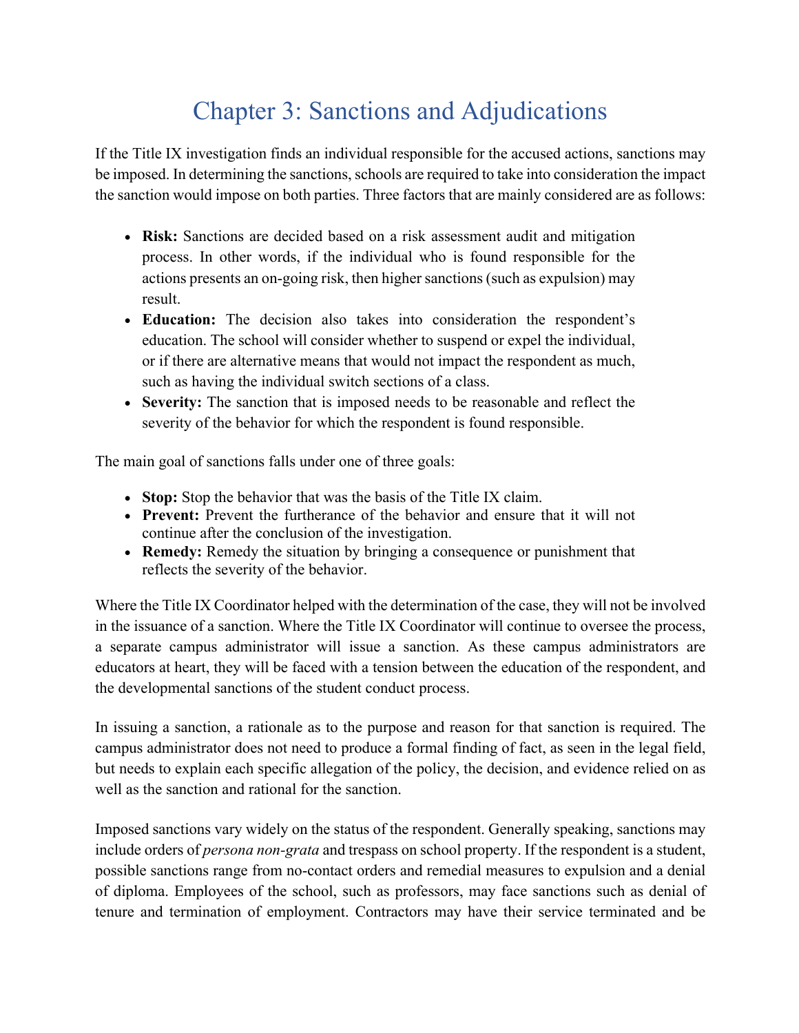# Chapter 3: Sanctions and Adjudications

If the Title IX investigation finds an individual responsible for the accused actions, sanctions may be imposed. In determining the sanctions, schools are required to take into consideration the impact the sanction would impose on both parties. Three factors that are mainly considered are as follows:

- **Risk:** Sanctions are decided based on a risk assessment audit and mitigation process. In other words, if the individual who is found responsible for the actions presents an on-going risk, then higher sanctions (such as expulsion) may result.
- **Education:** The decision also takes into consideration the respondent's education. The school will consider whether to suspend or expel the individual, or if there are alternative means that would not impact the respondent as much, such as having the individual switch sections of a class.
- **Severity:** The sanction that is imposed needs to be reasonable and reflect the severity of the behavior for which the respondent is found responsible.

The main goal of sanctions falls under one of three goals:

- **Stop:** Stop the behavior that was the basis of the Title IX claim.
- **Prevent:** Prevent the furtherance of the behavior and ensure that it will not continue after the conclusion of the investigation.
- **Remedy:** Remedy the situation by bringing a consequence or punishment that reflects the severity of the behavior.

Where the Title IX Coordinator helped with the determination of the case, they will not be involved in the issuance of a sanction. Where the Title IX Coordinator will continue to oversee the process, a separate campus administrator will issue a sanction. As these campus administrators are educators at heart, they will be faced with a tension between the education of the respondent, and the developmental sanctions of the student conduct process.

In issuing a sanction, a rationale as to the purpose and reason for that sanction is required. The campus administrator does not need to produce a formal finding of fact, as seen in the legal field, but needs to explain each specific allegation of the policy, the decision, and evidence relied on as well as the sanction and rational for the sanction.

Imposed sanctions vary widely on the status of the respondent. Generally speaking, sanctions may include orders of *persona non-grata* and trespass on school property. If the respondent is a student, possible sanctions range from no-contact orders and remedial measures to expulsion and a denial of diploma. Employees of the school, such as professors, may face sanctions such as denial of tenure and termination of employment. Contractors may have their service terminated and be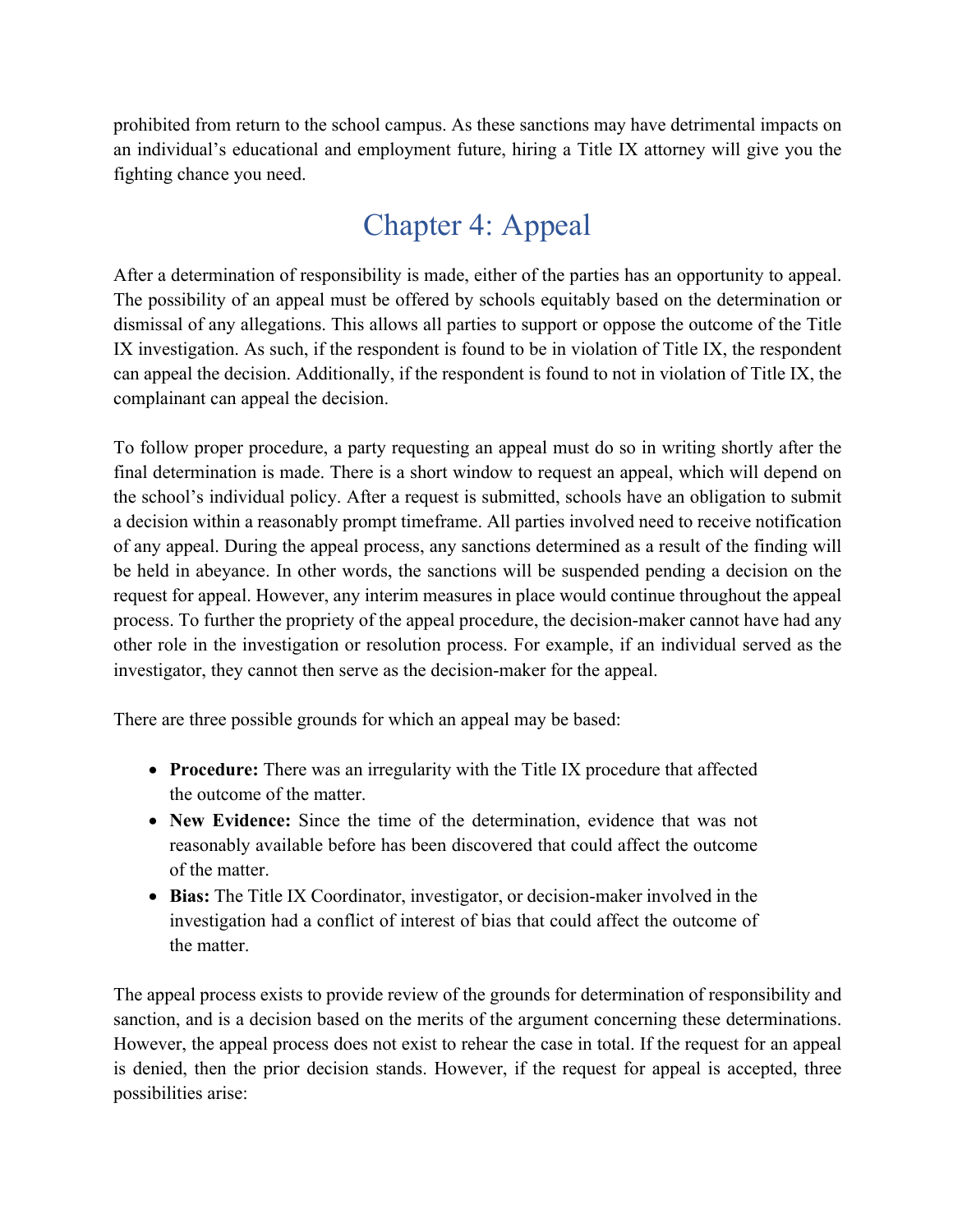prohibited from return to the school campus. As these sanctions may have detrimental impacts on an individual's educational and employment future, hiring a Title IX attorney will give you the fighting chance you need.

# Chapter 4: Appeal

After a determination of responsibility is made, either of the parties has an opportunity to appeal. The possibility of an appeal must be offered by schools equitably based on the determination or dismissal of any allegations. This allows all parties to support or oppose the outcome of the Title IX investigation. As such, if the respondent is found to be in violation of Title IX, the respondent can appeal the decision. Additionally, if the respondent is found to not in violation of Title IX, the complainant can appeal the decision.

To follow proper procedure, a party requesting an appeal must do so in writing shortly after the final determination is made. There is a short window to request an appeal, which will depend on the school's individual policy. After a request is submitted, schools have an obligation to submit a decision within a reasonably prompt timeframe. All parties involved need to receive notification of any appeal. During the appeal process, any sanctions determined as a result of the finding will be held in abeyance. In other words, the sanctions will be suspended pending a decision on the request for appeal. However, any interim measures in place would continue throughout the appeal process. To further the propriety of the appeal procedure, the decision-maker cannot have had any other role in the investigation or resolution process. For example, if an individual served as the investigator, they cannot then serve as the decision-maker for the appeal.

There are three possible grounds for which an appeal may be based:

- **Procedure:** There was an irregularity with the Title IX procedure that affected the outcome of the matter.
- **New Evidence:** Since the time of the determination, evidence that was not reasonably available before has been discovered that could affect the outcome of the matter.
- **Bias:** The Title IX Coordinator, investigator, or decision-maker involved in the investigation had a conflict of interest of bias that could affect the outcome of the matter.

The appeal process exists to provide review of the grounds for determination of responsibility and sanction, and is a decision based on the merits of the argument concerning these determinations. However, the appeal process does not exist to rehear the case in total. If the request for an appeal is denied, then the prior decision stands. However, if the request for appeal is accepted, three possibilities arise: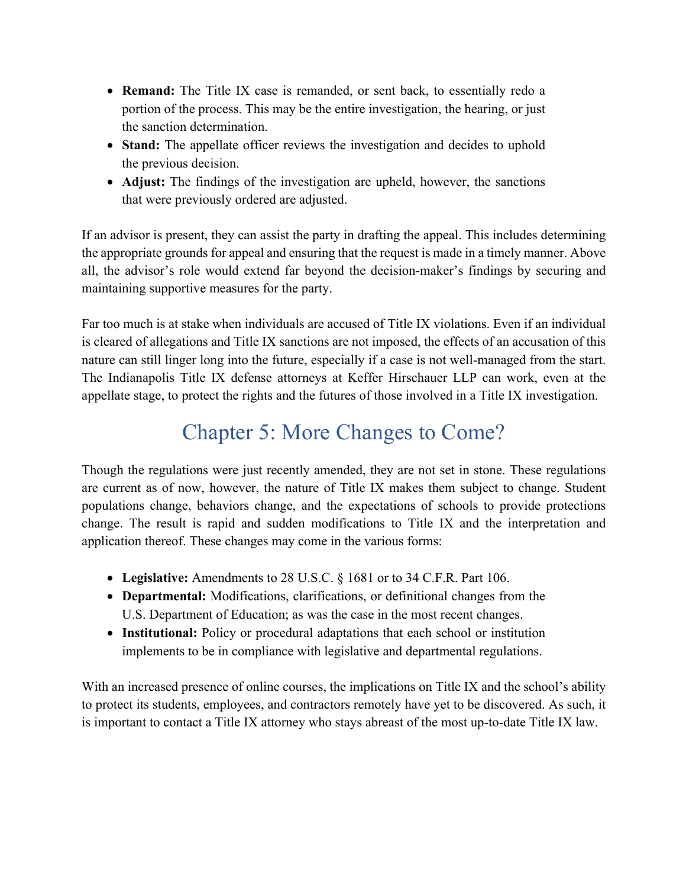- **Remand:** The Title IX case is remanded, or sent back, to essentially redo a portion of the process. This may be the entire investigation, the hearing, or just the sanction determination.
- **Stand:** The appellate officer reviews the investigation and decides to uphold the previous decision.
- **Adjust:** The findings of the investigation are upheld, however, the sanctions that were previously ordered are adjusted.

If an advisor is present, they can assist the party in drafting the appeal. This includes determining the appropriate grounds for appeal and ensuring that the request is made in a timely manner. Above all, the advisor's role would extend far beyond the decision-maker's findings by securing and maintaining supportive measures for the party.

Far too much is at stake when individuals are accused of Title IX violations. Even if an individual is cleared of allegations and Title IX sanctions are not imposed, the effects of an accusation of this nature can still linger long into the future, especially if a case is not well-managed from the start. The Indianapolis Title IX defense attorneys at Keffer Hirschauer LLP can work, even at the appellate stage, to protect the rights and the futures of those involved in a Title IX investigation.

## Chapter 5: More Changes to Come?

Though the regulations were just recently amended, they are not set in stone. These regulations are current as of now, however, the nature of Title IX makes them subject to change. Student populations change, behaviors change, and the expectations of schools to provide protections change. The result is rapid and sudden modifications to Title IX and the interpretation and application thereof. These changes may come in the various forms:

- **Legislative:** Amendments to 28 U.S.C. § 1681 or to 34 C.F.R. Part 106.
- **Departmental:** Modifications, clarifications, or definitional changes from the U.S. Department of Education; as was the case in the most recent changes.
- **Institutional:** Policy or procedural adaptations that each school or institution implements to be in compliance with legislative and departmental regulations.

With an increased presence of online courses, the implications on Title IX and the school's ability to protect its students, employees, and contractors remotely have yet to be discovered. As such, it is important to contact a Title IX attorney who stays abreast of the most up-to-date Title IX law.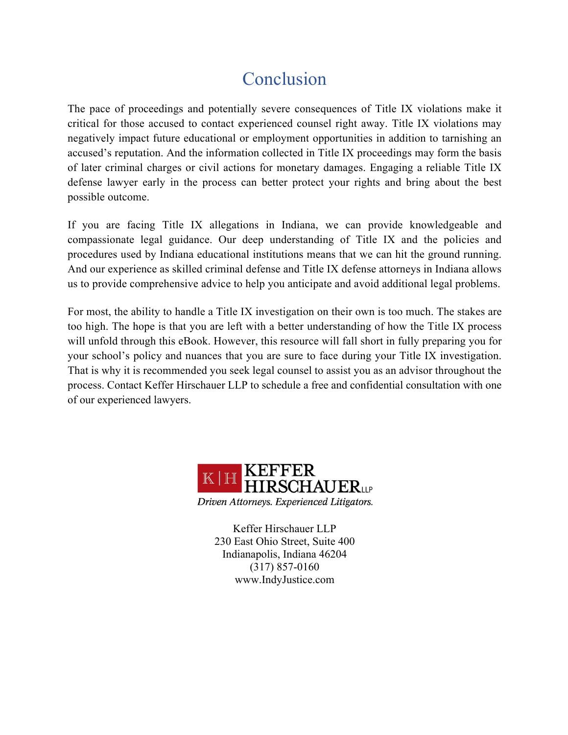# Conclusion

The pace of proceedings and potentially severe consequences of Title IX violations make it critical for those accused to contact experienced counsel right away. Title IX violations may negatively impact future educational or employment opportunities in addition to tarnishing an accused's reputation. And the information collected in Title IX proceedings may form the basis of later criminal charges or civil actions for monetary damages. Engaging a reliable Title IX defense lawyer early in the process can better protect your rights and bring about the best possible outcome.

If you are facing Title IX allegations in Indiana, we can provide knowledgeable and compassionate legal guidance. Our deep understanding of Title IX and the policies and procedures used by Indiana educational institutions means that we can hit the ground running. And our experience as skilled criminal defense and Title IX defense attorneys in Indiana allows us to provide comprehensive advice to help you anticipate and avoid additional legal problems.

For most, the ability to handle a Title IX investigation on their own is too much. The stakes are too high. The hope is that you are left with a better understanding of how the Title IX process will unfold through this eBook. However, this resource will fall short in fully preparing you for your school's policy and nuances that you are sure to face during your Title IX investigation. That is why it is recommended you seek legal counsel to assist you as an advisor throughout the process. Contact Keffer Hirschauer LLP to schedule a free and confidential consultation with one of our experienced lawyers.

K | H KEFFER HIRSCHAUER LLP

*Driven Attorneys. Experienced Litigators.*

Keffer Hirschauer LLP
230 East Ohio Street, Suite 400
Indianapolis, Indiana 46204
(317) 857-0160
www.IndyJustice.com